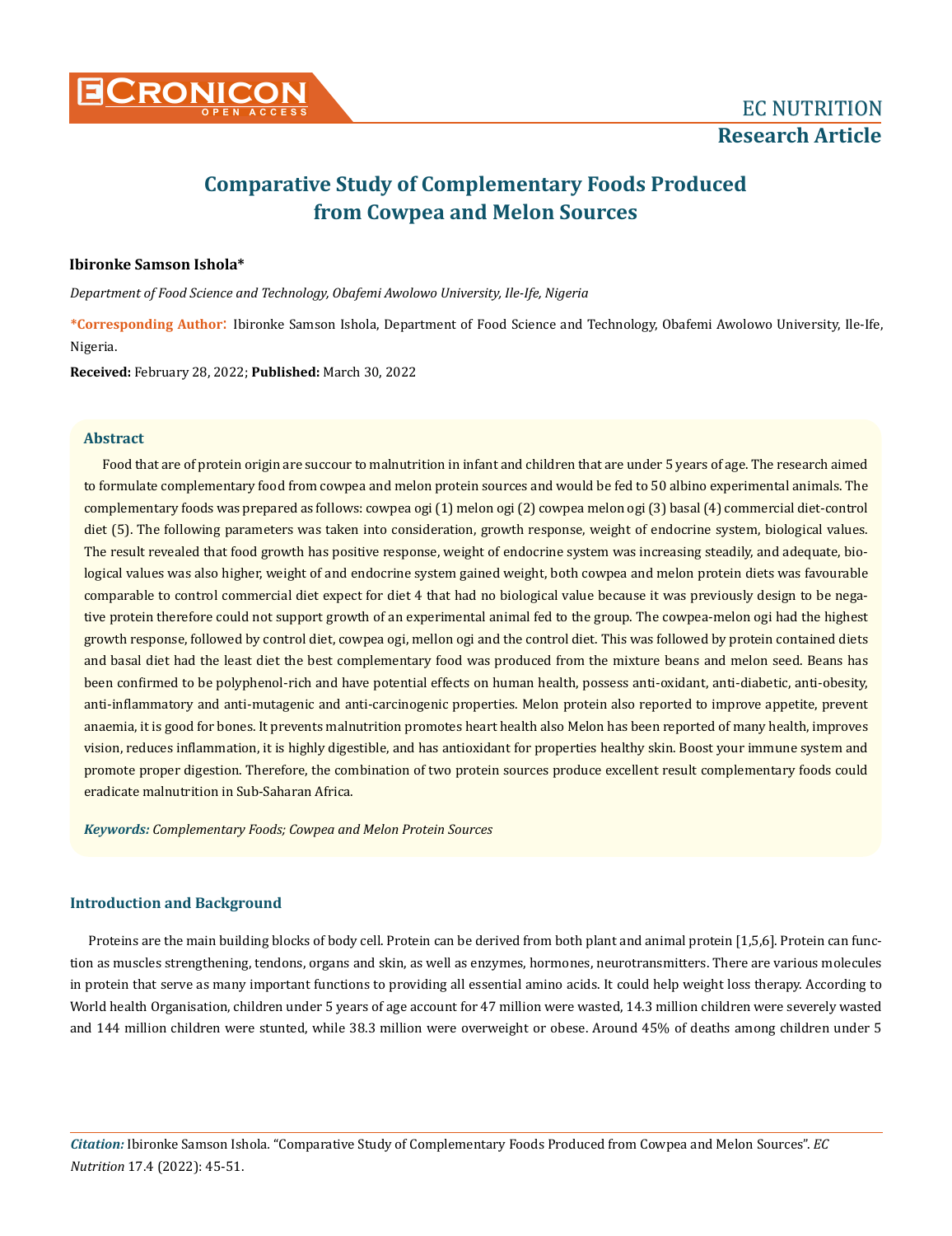# Comparative Study of Complementary Foods Produced from Cowpea and Melon Sources

**Ibironke Samson Ishola***

*Department of Food Science and Technology, Obafemi Awolowo University, Ile-Ife, Nigeria*

**\*Corresponding Author:** Ibironke Samson Ishola, Department of Food Science and Technology, Obafemi Awolowo University, Ile-Ife, Nigeria.

**Received:** February 28, 2022; **Published:** March 30, 2022

## Abstract

Food that are of protein origin are succour to malnutrition in infant and children that are under 5 years of age. The research aimed to formulate complementary food from cowpea and melon protein sources and would be fed to 50 albino experimental animals. The complementary foods was prepared as follows: cowpea ogi (1) melon ogi (2) cowpea melon ogi (3) basal (4) commercial diet-control diet (5). The following parameters was taken into consideration, growth response, weight of endocrine system, biological values. The result revealed that food growth has positive response, weight of endocrine system was increasing steadily, and adequate, biological values was also higher, weight of and endocrine system gained weight, both cowpea and melon protein diets was favourable comparable to control commercial diet expect for diet 4 that had no biological value because it was previously design to be negative protein therefore could not support growth of an experimental animal fed to the group. The cowpea-melon ogi had the highest growth response, followed by control diet, cowpea ogi, mellon ogi and the control diet. This was followed by protein contained diets and basal diet had the least diet the best complementary food was produced from the mixture beans and melon seed. Beans has been confirmed to be polyphenol-rich and have potential effects on human health, possess anti-oxidant, anti-diabetic, anti-obesity, anti-inflammatory and anti-mutagenic and anti-carcinogenic properties. Melon protein also reported to improve appetite, prevent anaemia, it is good for bones. It prevents malnutrition promotes heart health also Melon has been reported of many health, improves vision, reduces inflammation, it is highly digestible, and has antioxidant for properties healthy skin. Boost your immune system and promote proper digestion. Therefore, the combination of two protein sources produce excellent result complementary foods could eradicate malnutrition in Sub-Saharan Africa.

***Keywords:*** *Complementary Foods; Cowpea and Melon Protein Sources*

## Introduction and Background

Proteins are the main building blocks of body cell. Protein can be derived from both plant and animal protein [1,5,6]. Protein can function as muscles strengthening, tendons, organs and skin, as well as enzymes, hormones, neurotransmitters. There are various molecules in protein that serve as many important functions to providing all essential amino acids. It could help weight loss therapy. According to World health Organisation, children under 5 years of age account for 47 million were wasted, 14.3 million children were severely wasted and 144 million children were stunted, while 38.3 million were overweight or obese. Around 45% of deaths among children under 5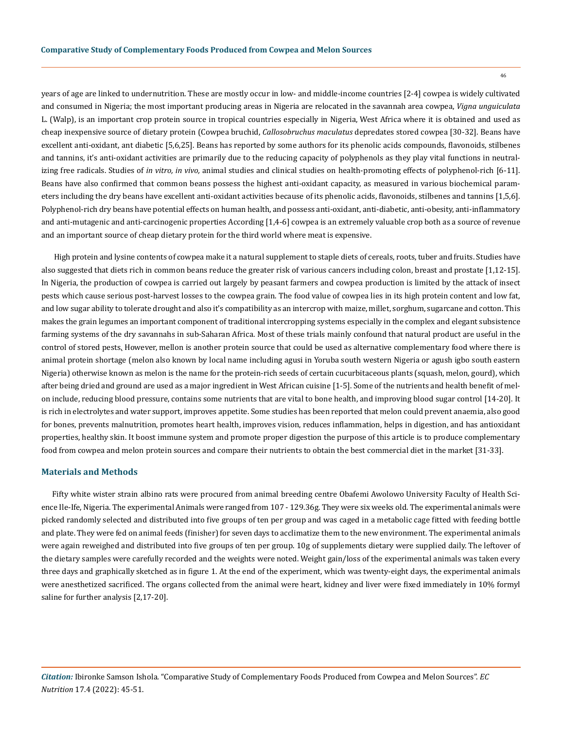years of age are linked to undernutrition. These are mostly occur in low- and middle-income countries [2-4] cowpea is widely cultivated and consumed in Nigeria; the most important producing areas in Nigeria are relocated in the savannah area cowpea, *Vigna unguiculata* L. (Walp), is an important crop protein source in tropical countries especially in Nigeria, West Africa where it is obtained and used as cheap inexpensive source of dietary protein (Cowpea bruchid, *Callosobruchus maculatus* depredates stored cowpea [30-32]. Beans have excellent anti-oxidant, ant diabetic [5,6,25]. Beans has reported by some authors for its phenolic acids compounds, flavonoids, stilbenes and tannins, it's anti-oxidant activities are primarily due to the reducing capacity of polyphenols as they play vital functions in neutralizing free radicals. Studies of *in vitro, in vivo,* animal studies and clinical studies on health-promoting effects of polyphenol-rich [6-11]. Beans have also confirmed that common beans possess the highest anti-oxidant capacity, as measured in various biochemical parameters including the dry beans have excellent anti-oxidant activities because of its phenolic acids, flavonoids, stilbenes and tannins [1,5,6]. Polyphenol-rich dry beans have potential effects on human health, and possess anti-oxidant, anti-diabetic, anti-obesity, anti-inflammatory and anti-mutagenic and anti-carcinogenic properties According [1,4-6] cowpea is an extremely valuable crop both as a source of revenue and an important source of cheap dietary protein for the third world where meat is expensive.

High protein and lysine contents of cowpea make it a natural supplement to staple diets of cereals, roots, tuber and fruits. Studies have also suggested that diets rich in common beans reduce the greater risk of various cancers including colon, breast and prostate [1,12-15]. In Nigeria, the production of cowpea is carried out largely by peasant farmers and cowpea production is limited by the attack of insect pests which cause serious post-harvest losses to the cowpea grain. The food value of cowpea lies in its high protein content and low fat, and low sugar ability to tolerate drought and also it's compatibility as an intercrop with maize, millet, sorghum, sugarcane and cotton. This makes the grain legumes an important component of traditional intercropping systems especially in the complex and elegant subsistence farming systems of the dry savannahs in sub-Saharan Africa. Most of these trials mainly confound that natural product are useful in the control of stored pests. However, mellon is another protein source that could be used as alternative complementary food where there is animal protein shortage (melon also known by local name including agusi in Yoruba south western Nigeria or agush igbo south eastern Nigeria) otherwise known as melon is the name for the protein-rich seeds of certain cucurbitaceous plants (squash, melon, gourd), which after being dried and ground are used as a major ingredient in West African cuisine [1-5]. Some of the nutrients and health benefit of melon include, reducing blood pressure, contains some nutrients that are vital to bone health, and improving blood sugar control [14-20]. It is rich in electrolytes and water support, improves appetite. Some studies has been reported that melon could prevent anaemia, also good for bones, prevents malnutrition, promotes heart health, improves vision, reduces inflammation, helps in digestion, and has antioxidant properties, healthy skin. It boost immune system and promote proper digestion the purpose of this article is to produce complementary food from cowpea and melon protein sources and compare their nutrients to obtain the best commercial diet in the market [31-33].

## Materials and Methods

Fifty white wister strain albino rats were procured from animal breeding centre Obafemi Awolowo University Faculty of Health Science Ile-Ife, Nigeria. The experimental Animals were ranged from 107 - 129.36g. They were six weeks old. The experimental animals were picked randomly selected and distributed into five groups of ten per group and was caged in a metabolic cage fitted with feeding bottle and plate. They were fed on animal feeds (finisher) for seven days to acclimatize them to the new environment. The experimental animals were again reweighed and distributed into five groups of ten per group. 10g of supplements dietary were supplied daily. The leftover of the dietary samples were carefully recorded and the weights were noted. Weight gain/loss of the experimental animals was taken every three days and graphically sketched as in figure 1. At the end of the experiment, which was twenty-eight days, the experimental animals were anesthetized sacrificed. The organs collected from the animal were heart, kidney and liver were fixed immediately in 10% formyl saline for further analysis [2,17-20].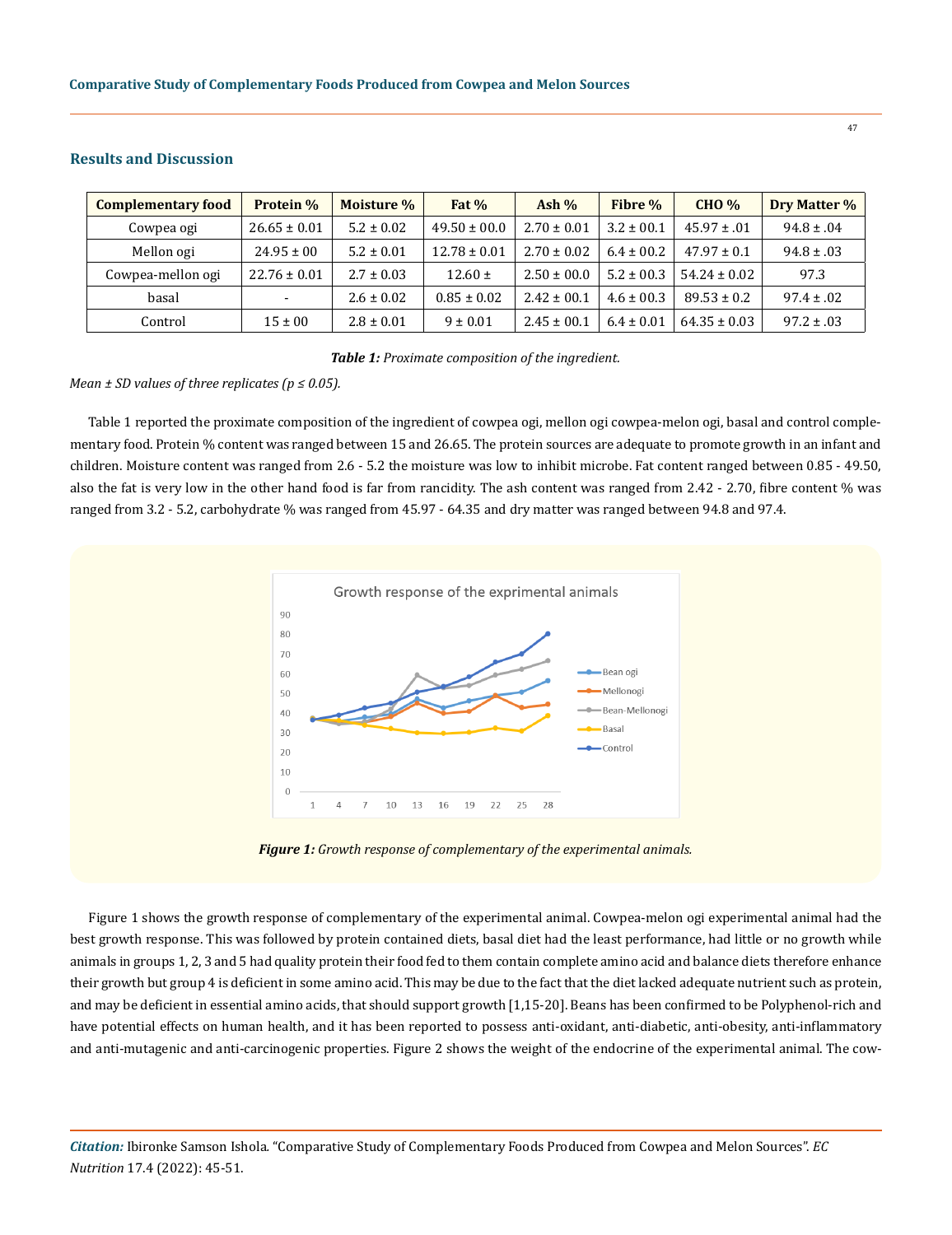## Results and Discussion

| Complementary food | Protein % | Moisture % | Fat % | Ash % | Fibre % | CHO % | Dry Matter % |
|---|---|---|---|---|---|---|---|
| Cowpea ogi | 26.65 ± 0.01 | 5.2 ± 0.02 | 49.50 ± 00.0 | 2.70 ± 0.01 | 3.2 ± 00.1 | 45.97 ± .01 | 94.8 ± .04 |
| Mellon ogi | 24.95 ± 00 | 5.2 ± 0.01 | 12.78 ± 0.01 | 2.70 ± 0.02 | 6.4 ± 00.2 | 47.97 ± 0.1 | 94.8 ± .03 |
| Cowpea-mellon ogi | 22.76 ± 0.01 | 2.7 ± 0.03 | 12.60 ± | 2.50 ± 00.0 | 5.2 ± 00.3 | 54.24 ± 0.02 | 97.3 |
| basal | - | 2.6 ± 0.02 | 0.85 ± 0.02 | 2.42 ± 00.1 | 4.6 ± 00.3 | 89.53 ± 0.2 | 97.4 ± .02 |
| Control | 15 ± 00 | 2.8 ± 0.01 | 9 ± 0.01 | 2.45 ± 00.1 | 6.4 ± 0.01 | 64.35 ± 0.03 | 97.2 ± .03 |

***Table 1:*** *Proximate composition of the ingredient.*

*Mean ± SD values of three replicates (p ≤ 0.05).*

Table 1 reported the proximate composition of the ingredient of cowpea ogi, mellon ogi cowpea-melon ogi, basal and control complementary food. Protein % content was ranged between 15 and 26.65. The protein sources are adequate to promote growth in an infant and children. Moisture content was ranged from 2.6 - 5.2 the moisture was low to inhibit microbe. Fat content ranged between 0.85 - 49.50, also the fat is very low in the other hand food is far from rancidity. The ash content was ranged from 2.42 - 2.70, fibre content % was ranged from 3.2 - 5.2, carbohydrate % was ranged from 45.97 - 64.35 and dry matter was ranged between 94.8 and 97.4.

***Figure 1:*** *Growth response of complementary of the experimental animals.*

Figure 1 shows the growth response of complementary of the experimental animal. Cowpea-melon ogi experimental animal had the best growth response. This was followed by protein contained diets, basal diet had the least performance, had little or no growth while animals in groups 1, 2, 3 and 5 had quality protein their food fed to them contain complete amino acid and balance diets therefore enhance their growth but group 4 is deficient in some amino acid. This may be due to the fact that the diet lacked adequate nutrient such as protein, and may be deficient in essential amino acids, that should support growth [1,15-20]. Beans has been confirmed to be Polyphenol-rich and have potential effects on human health, and it has been reported to possess anti-oxidant, anti-diabetic, anti-obesity, anti-inflammatory and anti-mutagenic and anti-carcinogenic properties. Figure 2 shows the weight of the endocrine of the experimental animal. The cow-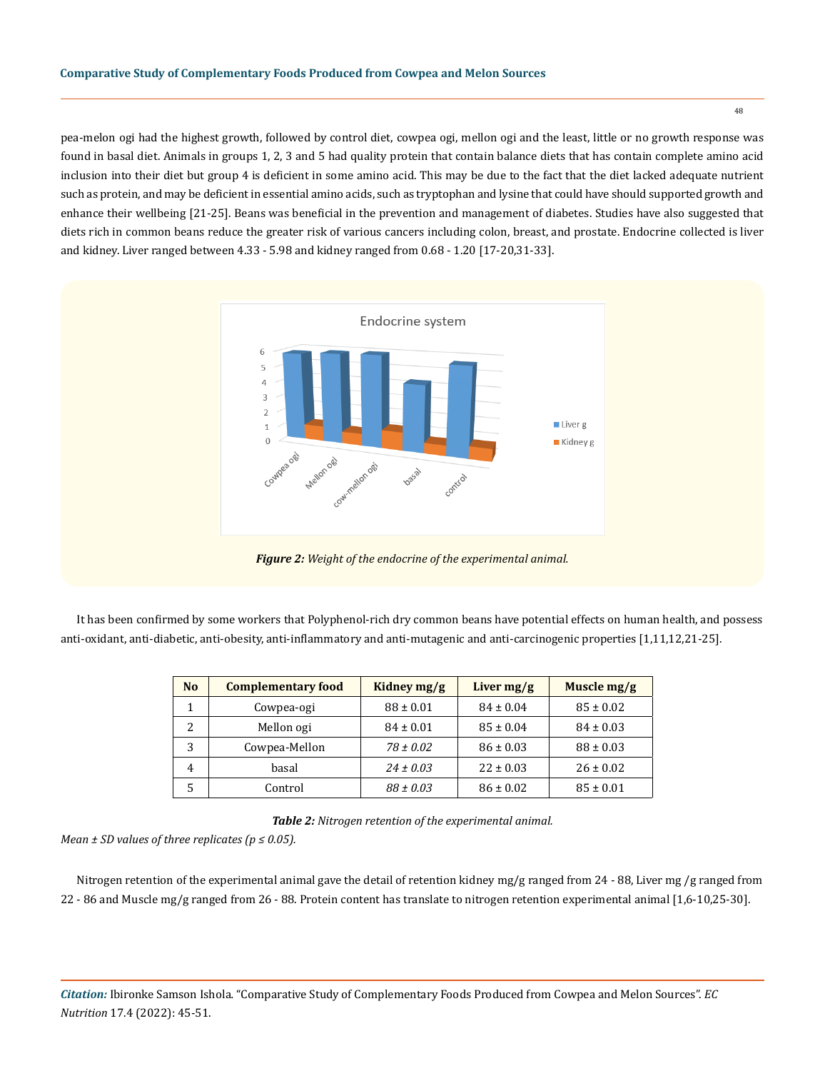pea-melon ogi had the highest growth, followed by control diet, cowpea ogi, mellon ogi and the least, little or no growth response was found in basal diet. Animals in groups 1, 2, 3 and 5 had quality protein that contain balance diets that has contain complete amino acid inclusion into their diet but group 4 is deficient in some amino acid. This may be due to the fact that the diet lacked adequate nutrient such as protein, and may be deficient in essential amino acids, such as tryptophan and lysine that could have should supported growth and enhance their wellbeing [21-25]. Beans was beneficial in the prevention and management of diabetes. Studies have also suggested that diets rich in common beans reduce the greater risk of various cancers including colon, breast, and prostate. Endocrine collected is liver and kidney. Liver ranged between 4.33 - 5.98 and kidney ranged from 0.68 - 1.20 [17-20,31-33].

***Figure 2:*** *Weight of the endocrine of the experimental animal.*

It has been confirmed by some workers that Polyphenol-rich dry common beans have potential effects on human health, and possess anti-oxidant, anti-diabetic, anti-obesity, anti-inflammatory and anti-mutagenic and anti-carcinogenic properties [1,11,12,21-25].

| No | Complementary food | Kidney mg/g | Liver mg/g | Muscle mg/g |
|---|---|---|---|---|
| 1 | Cowpea-ogi | 88 ± 0.01 | 84 ± 0.04 | 85 ± 0.02 |
| 2 | Mellon ogi | 84 ± 0.01 | 85 ± 0.04 | 84 ± 0.03 |
| 3 | Cowpea-Mellon | *78 ± 0.02* | 86 ± 0.03 | 88 ± 0.03 |
| 4 | basal | *24 ± 0.03* | 22 ± 0.03 | 26 ± 0.02 |
| 5 | Control | *88 ± 0.03* | 86 ± 0.02 | 85 ± 0.01 |

***Table 2:*** *Nitrogen retention of the experimental animal.*

*Mean ± SD values of three replicates ($p \leq 0.05$).*

Nitrogen retention of the experimental animal gave the detail of retention kidney mg/g ranged from 24 - 88, Liver mg /g ranged from 22 - 86 and Muscle mg/g ranged from 26 - 88. Protein content has translate to nitrogen retention experimental animal [1,6-10,25-30].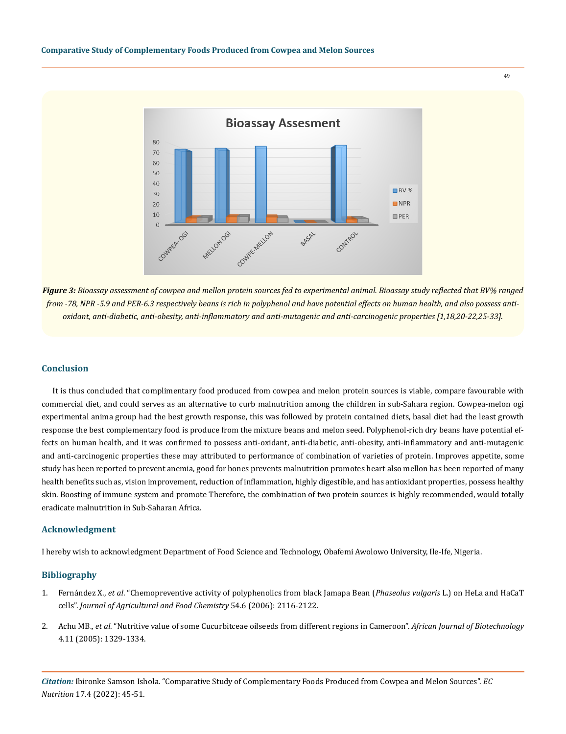*Figure 3: Bioassay assessment of cowpea and mellon protein sources fed to experimental animal. Bioassay study reflected that BV% ranged from -78, NPR -5.9 and PER-6.3 respectively beans is rich in polyphenol and have potential effects on human health, and also possess anti-oxidant, anti-diabetic, anti-obesity, anti-inflammatory and anti-mutagenic and anti-carcinogenic properties [1,18,20-22,25-33].*

## Conclusion

It is thus concluded that complimentary food produced from cowpea and melon protein sources is viable, compare favourable with commercial diet, and could serves as an alternative to curb malnutrition among the children in sub-Sahara region. Cowpea-melon ogi experimental anima group had the best growth response, this was followed by protein contained diets, basal diet had the least growth response the best complementary food is produce from the mixture beans and melon seed. Polyphenol-rich dry beans have potential effects on human health, and it was confirmed to possess anti-oxidant, anti-diabetic, anti-obesity, anti-inflammatory and anti-mutagenic and anti-carcinogenic properties these may attributed to performance of combination of varieties of protein. Improves appetite, some study has been reported to prevent anemia, good for bones prevents malnutrition promotes heart also mellon has been reported of many health benefits such as, vision improvement, reduction of inflammation, highly digestible, and has antioxidant properties, possess healthy skin. Boosting of immune system and promote Therefore, the combination of two protein sources is highly recommended, would totally eradicate malnutrition in Sub-Saharan Africa.

## Acknowledgment

I hereby wish to acknowledgment Department of Food Science and Technology, Obafemi Awolowo University, Ile-Ife, Nigeria.

## Bibliography

1. Fernández X., *et al*. "Chemopreventive activity of polyphenolics from black Jamapa Bean (*Phaseolus vulgaris* L.) on HeLa and HaCaT cells". *Journal of Agricultural and Food Chemistry* 54.6 (2006): 2116-2122.
2. Achu MB., *et al*. "Nutritive value of some Cucurbitceae oilseeds from different regions in Cameroon". *African Journal of Biotechnology* 4.11 (2005): 1329-1334.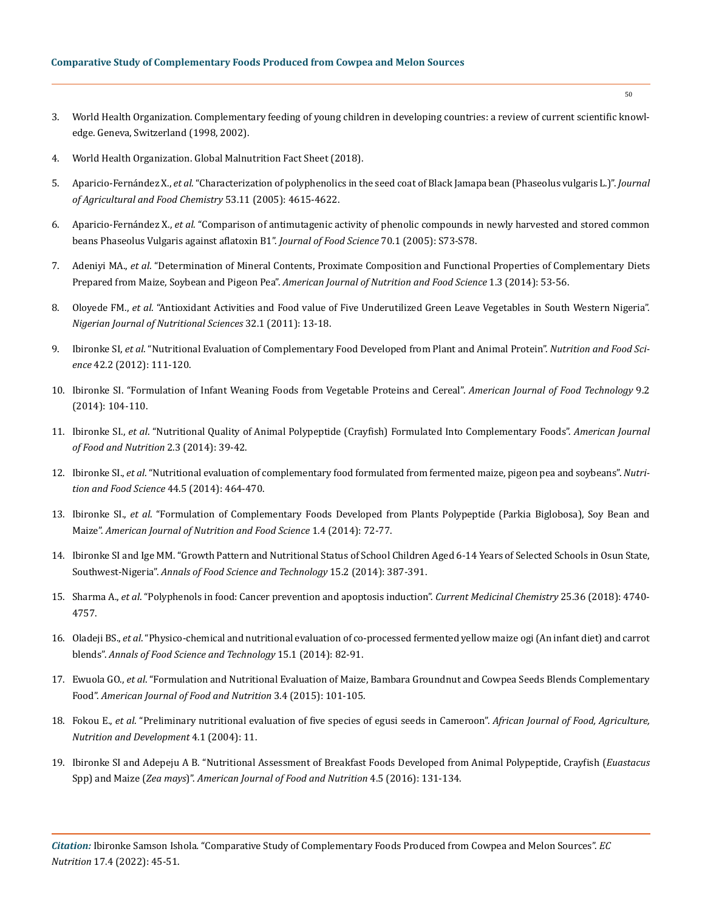3. World Health Organization. Complementary feeding of young children in developing countries: a review of current scientific knowledge. Geneva, Switzerland (1998, 2002).

4. World Health Organization. Global Malnutrition Fact Sheet (2018).

5. Aparicio-Fernández X., *et al*. "Characterization of polyphenolics in the seed coat of Black Jamapa bean (Phaseolus vulgaris L.)". *Journal of Agricultural and Food Chemistry* 53.11 (2005): 4615-4622.

6. Aparicio-Fernández X., *et al*. "Comparison of antimutagenic activity of phenolic compounds in newly harvested and stored common beans Phaseolus Vulgaris against aflatoxin B1". *Journal of Food Science* 70.1 (2005): S73-S78.

7. Adeniyi MA., *et al*. "Determination of Mineral Contents, Proximate Composition and Functional Properties of Complementary Diets Prepared from Maize, Soybean and Pigeon Pea". *American Journal of Nutrition and Food Science* 1.3 (2014): 53-56.

8. Oloyede FM., *et al*. "Antioxidant Activities and Food value of Five Underutilized Green Leave Vegetables in South Western Nigeria". *Nigerian Journal of Nutritional Sciences* 32.1 (2011): 13-18.

9. Ibironke SI, *et al*. "Nutritional Evaluation of Complementary Food Developed from Plant and Animal Protein". *Nutrition and Food Science* 42.2 (2012): 111-120.

10. Ibironke SI. "Formulation of Infant Weaning Foods from Vegetable Proteins and Cereal". *American Journal of Food Technology* 9.2 (2014): 104-110.

11. Ibironke SI., *et al*. "Nutritional Quality of Animal Polypeptide (Crayfish) Formulated Into Complementary Foods". *American Journal of Food and Nutrition* 2.3 (2014): 39-42.

12. Ibironke SI., *et al*. "Nutritional evaluation of complementary food formulated from fermented maize, pigeon pea and soybeans". *Nutrition and Food Science* 44.5 (2014): 464-470.

13. Ibironke SI., *et al*. "Formulation of Complementary Foods Developed from Plants Polypeptide (Parkia Biglobosa), Soy Bean and Maize". *American Journal of Nutrition and Food Science* 1.4 (2014): 72-77.

14. Ibironke SI and Ige MM. "Growth Pattern and Nutritional Status of School Children Aged 6-14 Years of Selected Schools in Osun State, Southwest-Nigeria". *Annals of Food Science and Technology* 15.2 (2014): 387-391.

15. Sharma A., *et al*. "Polyphenols in food: Cancer prevention and apoptosis induction". *Current Medicinal Chemistry* 25.36 (2018): 4740-4757.

16. Oladeji BS., *et al*. "Physico-chemical and nutritional evaluation of co-processed fermented yellow maize ogi (An infant diet) and carrot blends". *Annals of Food Science and Technology* 15.1 (2014): 82-91.

17. Ewuola GO., *et al*. "Formulation and Nutritional Evaluation of Maize, Bambara Groundnut and Cowpea Seeds Blends Complementary Food". *American Journal of Food and Nutrition* 3.4 (2015): 101-105.

18. Fokou E., *et al*. "Preliminary nutritional evaluation of five species of egusi seeds in Cameroon". *African Journal of Food, Agriculture, Nutrition and Development* 4.1 (2004): 11.

19. Ibironke SI and Adepeju A B. "Nutritional Assessment of Breakfast Foods Developed from Animal Polypeptide, Crayfish (*Euastacus* Spp) and Maize (*Zea mays*)". *American Journal of Food and Nutrition* 4.5 (2016): 131-134.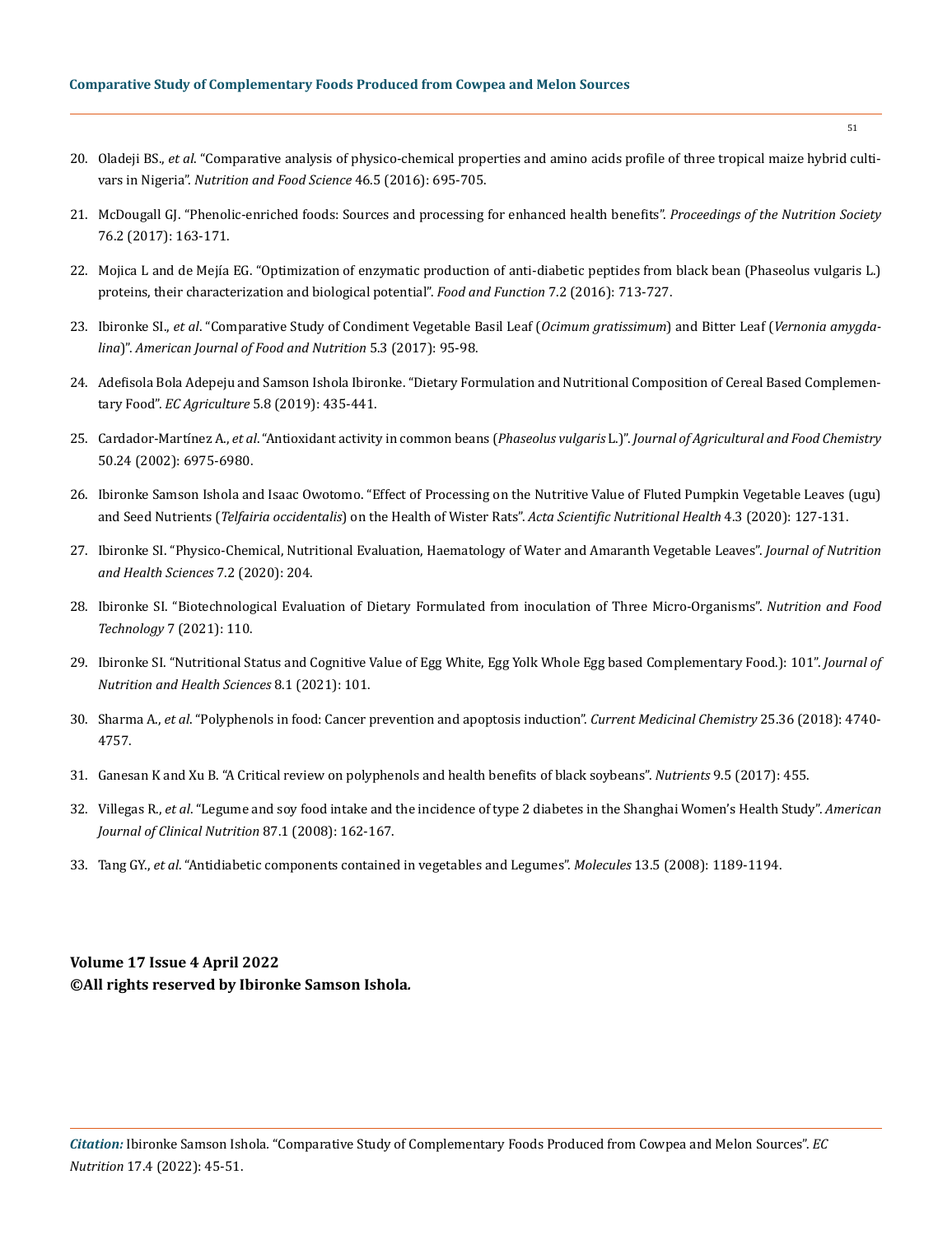20. Oladeji BS., *et al*. "Comparative analysis of physico-chemical properties and amino acids profile of three tropical maize hybrid cultivars in Nigeria". *Nutrition and Food Science* 46.5 (2016): 695-705.

21. McDougall GJ. "Phenolic-enriched foods: Sources and processing for enhanced health benefits". *Proceedings of the Nutrition Society* 76.2 (2017): 163-171.

22. Mojica L and de Mejía EG. "Optimization of enzymatic production of anti-diabetic peptides from black bean (Phaseolus vulgaris L.) proteins, their characterization and biological potential". *Food and Function* 7.2 (2016): 713-727.

23. Ibironke SI., *et al*. "Comparative Study of Condiment Vegetable Basil Leaf (*Ocimum gratissimum*) and Bitter Leaf (*Vernonia amygdalina*)". *American Journal of Food and Nutrition* 5.3 (2017): 95-98.

24. Adefisola Bola Adepeju and Samson Ishola Ibironke. "Dietary Formulation and Nutritional Composition of Cereal Based Complementary Food". *EC Agriculture* 5.8 (2019): 435-441.

25. Cardador-Martínez A., *et al*. "Antioxidant activity in common beans (*Phaseolus vulgaris* L.)". *Journal of Agricultural and Food Chemistry* 50.24 (2002): 6975-6980.

26. Ibironke Samson Ishola and Isaac Owotomo. "Effect of Processing on the Nutritive Value of Fluted Pumpkin Vegetable Leaves (ugu) and Seed Nutrients (*Telfairia occidentalis*) on the Health of Wister Rats". *Acta Scientific Nutritional Health* 4.3 (2020): 127-131.

27. Ibironke SI. "Physico-Chemical, Nutritional Evaluation, Haematology of Water and Amaranth Vegetable Leaves". *Journal of Nutrition and Health Sciences* 7.2 (2020): 204.

28. Ibironke SI. "Biotechnological Evaluation of Dietary Formulated from inoculation of Three Micro-Organisms". *Nutrition and Food Technology* 7 (2021): 110.

29. Ibironke SI. "Nutritional Status and Cognitive Value of Egg White, Egg Yolk Whole Egg based Complementary Food.): 101". *Journal of Nutrition and Health Sciences* 8.1 (2021): 101.

30. Sharma A., *et al*. "Polyphenols in food: Cancer prevention and apoptosis induction". *Current Medicinal Chemistry* 25.36 (2018): 4740-4757.

31. Ganesan K and Xu B. "A Critical review on polyphenols and health benefits of black soybeans". *Nutrients* 9.5 (2017): 455.

32. Villegas R., *et al*. "Legume and soy food intake and the incidence of type 2 diabetes in the Shanghai Women's Health Study". *American Journal of Clinical Nutrition* 87.1 (2008): 162-167.

33. Tang GY., *et al*. "Antidiabetic components contained in vegetables and Legumes". *Molecules* 13.5 (2008): 1189-1194.

**Volume 17 Issue 4 April 2022**
**©All rights reserved by Ibironke Samson Ishola.**